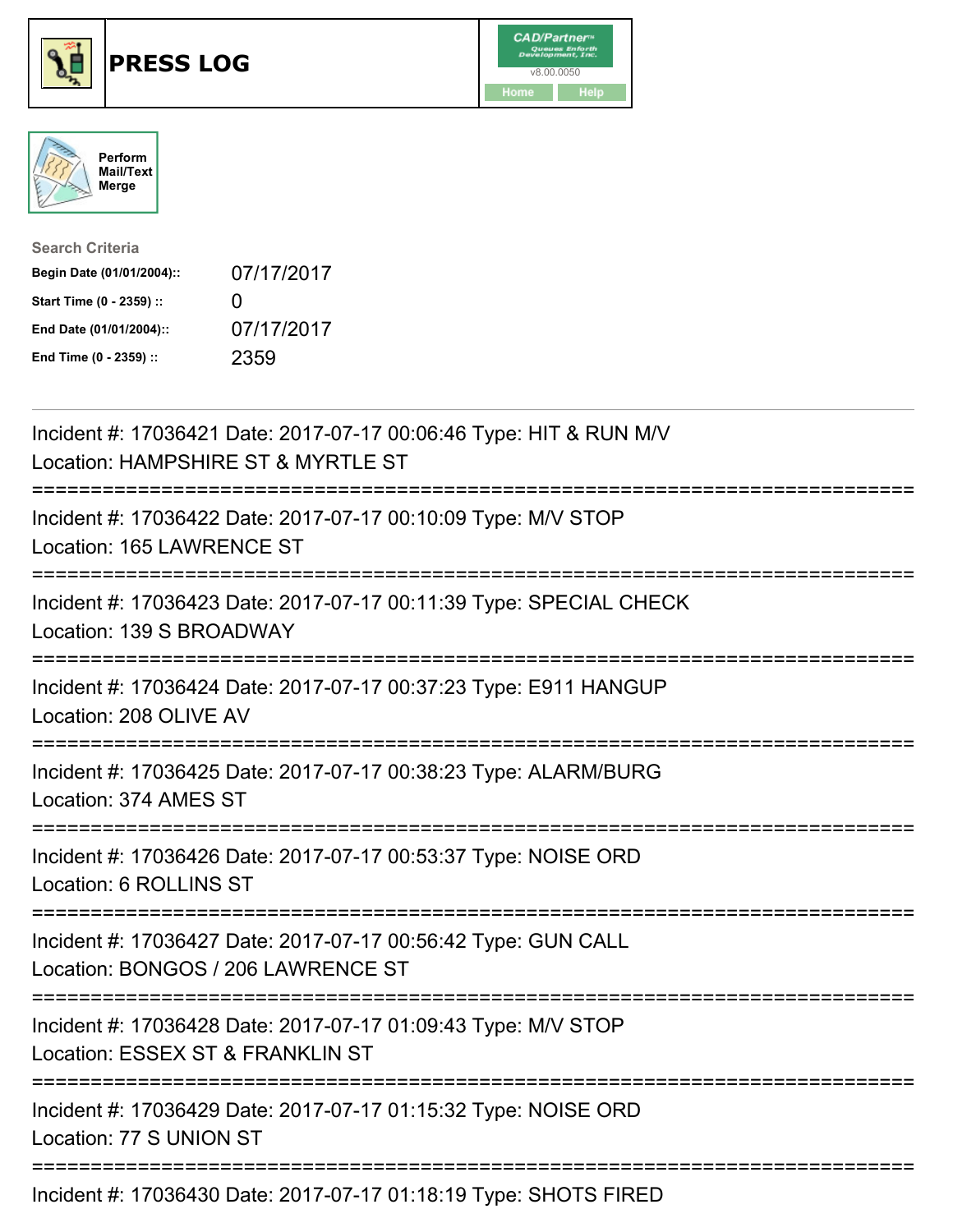# PRESS LOG

CAD/Partner
v8.00.0050
Home Help

Perform Mail/Text Merge

**Search Criteria**

| | |
|---|---|
| **Begin Date (01/01/2004)::** | 07/17/2017 |
| **Start Time (0 - 2359) ::** | 0 |
| **End Date (01/01/2004)::** | 07/17/2017 |
| **End Time (0 - 2359) ::** | 2359 |

Incident #: 17036421 Date: 2017-07-17 00:06:46 Type: HIT & RUN M/V
Location: HAMPSHIRE ST & MYRTLE ST

===========================================================================

Incident #: 17036422 Date: 2017-07-17 00:10:09 Type: M/V STOP
Location: 165 LAWRENCE ST

===========================================================================

Incident #: 17036423 Date: 2017-07-17 00:11:39 Type: SPECIAL CHECK
Location: 139 S BROADWAY

===========================================================================

Incident #: 17036424 Date: 2017-07-17 00:37:23 Type: E911 HANGUP
Location: 208 OLIVE AV

===========================================================================

Incident #: 17036425 Date: 2017-07-17 00:38:23 Type: ALARM/BURG
Location: 374 AMES ST

===========================================================================

Incident #: 17036426 Date: 2017-07-17 00:53:37 Type: NOISE ORD
Location: 6 ROLLINS ST

===========================================================================

Incident #: 17036427 Date: 2017-07-17 00:56:42 Type: GUN CALL
Location: BONGOS / 206 LAWRENCE ST

===========================================================================

Incident #: 17036428 Date: 2017-07-17 01:09:43 Type: M/V STOP
Location: ESSEX ST & FRANKLIN ST

===========================================================================

Incident #: 17036429 Date: 2017-07-17 01:15:32 Type: NOISE ORD
Location: 77 S UNION ST

===========================================================================

Incident #: 17036430 Date: 2017-07-17 01:18:19 Type: SHOTS FIRED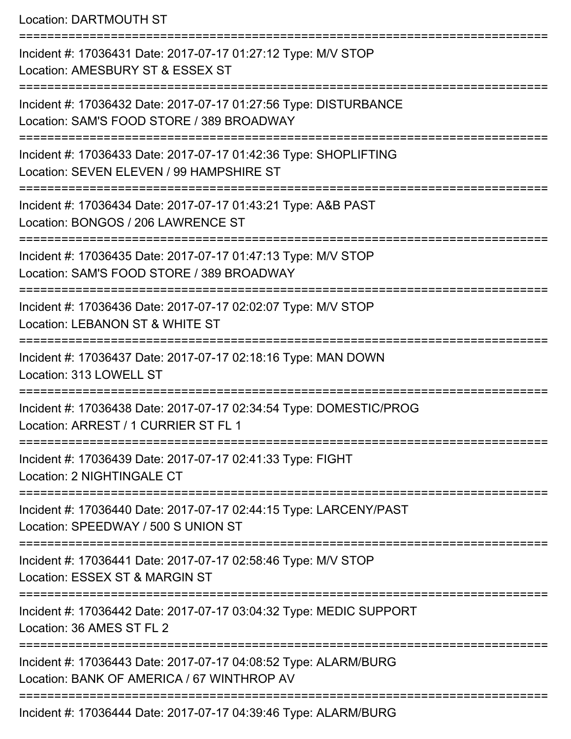Location: DARTMOUTH ST

===========================================================================

Incident #: 17036431 Date: 2017-07-17 01:27:12 Type: M/V STOP
Location: AMESBURY ST & ESSEX ST

===========================================================================

Incident #: 17036432 Date: 2017-07-17 01:27:56 Type: DISTURBANCE
Location: SAM'S FOOD STORE / 389 BROADWAY

===========================================================================

Incident #: 17036433 Date: 2017-07-17 01:42:36 Type: SHOPLIFTING
Location: SEVEN ELEVEN / 99 HAMPSHIRE ST

===========================================================================

Incident #: 17036434 Date: 2017-07-17 01:43:21 Type: A&B PAST
Location: BONGOS / 206 LAWRENCE ST

===========================================================================

Incident #: 17036435 Date: 2017-07-17 01:47:13 Type: M/V STOP
Location: SAM'S FOOD STORE / 389 BROADWAY

===========================================================================

Incident #: 17036436 Date: 2017-07-17 02:02:07 Type: M/V STOP
Location: LEBANON ST & WHITE ST

===========================================================================

Incident #: 17036437 Date: 2017-07-17 02:18:16 Type: MAN DOWN
Location: 313 LOWELL ST

===========================================================================

Incident #: 17036438 Date: 2017-07-17 02:34:54 Type: DOMESTIC/PROG
Location: ARREST / 1 CURRIER ST FL 1

===========================================================================

Incident #: 17036439 Date: 2017-07-17 02:41:33 Type: FIGHT
Location: 2 NIGHTINGALE CT

===========================================================================

Incident #: 17036440 Date: 2017-07-17 02:44:15 Type: LARCENY/PAST
Location: SPEEDWAY / 500 S UNION ST

===========================================================================

Incident #: 17036441 Date: 2017-07-17 02:58:46 Type: M/V STOP
Location: ESSEX ST & MARGIN ST

===========================================================================

Incident #: 17036442 Date: 2017-07-17 03:04:32 Type: MEDIC SUPPORT
Location: 36 AMES ST FL 2

===========================================================================

Incident #: 17036443 Date: 2017-07-17 04:08:52 Type: ALARM/BURG
Location: BANK OF AMERICA / 67 WINTHROP AV

===========================================================================

Incident #: 17036444 Date: 2017-07-17 04:39:46 Type: ALARM/BURG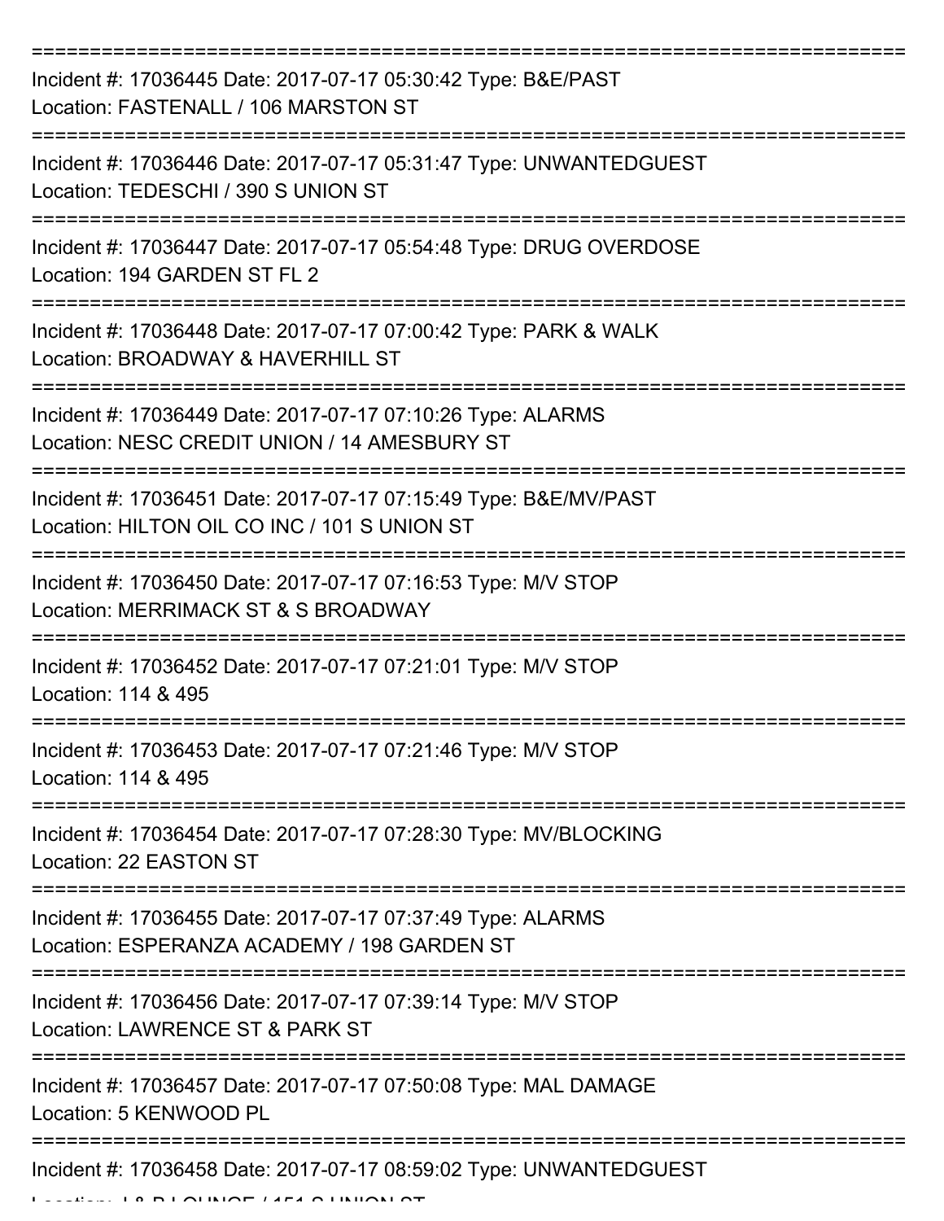===========================================================================

Incident #: 17036445 Date: 2017-07-17 05:30:42 Type: B&E/PAST
Location: FASTENALL / 106 MARSTON ST

===========================================================================

Incident #: 17036446 Date: 2017-07-17 05:31:47 Type: UNWANTEDGUEST
Location: TEDESCHI / 390 S UNION ST

===========================================================================

Incident #: 17036447 Date: 2017-07-17 05:54:48 Type: DRUG OVERDOSE
Location: 194 GARDEN ST FL 2

===========================================================================

Incident #: 17036448 Date: 2017-07-17 07:00:42 Type: PARK & WALK
Location: BROADWAY & HAVERHILL ST

===========================================================================

Incident #: 17036449 Date: 2017-07-17 07:10:26 Type: ALARMS
Location: NESC CREDIT UNION / 14 AMESBURY ST

===========================================================================

Incident #: 17036451 Date: 2017-07-17 07:15:49 Type: B&E/MV/PAST
Location: HILTON OIL CO INC / 101 S UNION ST

===========================================================================

Incident #: 17036450 Date: 2017-07-17 07:16:53 Type: M/V STOP
Location: MERRIMACK ST & S BROADWAY

===========================================================================

Incident #: 17036452 Date: 2017-07-17 07:21:01 Type: M/V STOP
Location: 114 & 495

===========================================================================

Incident #: 17036453 Date: 2017-07-17 07:21:46 Type: M/V STOP
Location: 114 & 495

===========================================================================

Incident #: 17036454 Date: 2017-07-17 07:28:30 Type: MV/BLOCKING
Location: 22 EASTON ST

===========================================================================

Incident #: 17036455 Date: 2017-07-17 07:37:49 Type: ALARMS
Location: ESPERANZA ACADEMY / 198 GARDEN ST

===========================================================================

Incident #: 17036456 Date: 2017-07-17 07:39:14 Type: M/V STOP
Location: LAWRENCE ST & PARK ST

===========================================================================

Incident #: 17036457 Date: 2017-07-17 07:50:08 Type: MAL DAMAGE
Location: 5 KENWOOD PL

===========================================================================

Incident #: 17036458 Date: 2017-07-17 08:59:02 Type: UNWANTEDGUEST
Location: J & B LOUNGE / 151 S UNION ST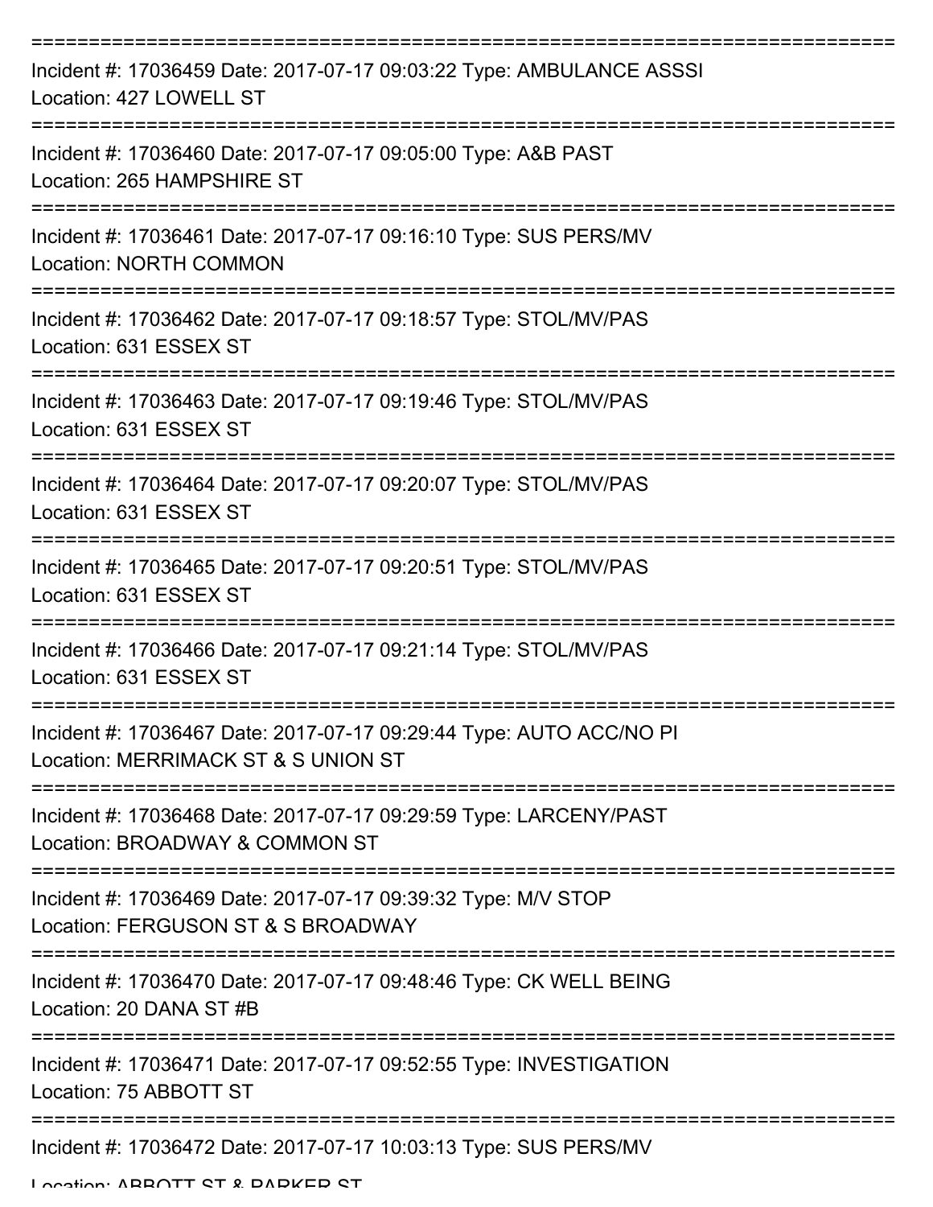Incident #: 17036459 Date: 2017-07-17 09:03:22 Type: AMBULANCE ASSSI
Location: 427 LOWELL ST

Incident #: 17036460 Date: 2017-07-17 09:05:00 Type: A&B PAST
Location: 265 HAMPSHIRE ST

Incident #: 17036461 Date: 2017-07-17 09:16:10 Type: SUS PERS/MV
Location: NORTH COMMON

Incident #: 17036462 Date: 2017-07-17 09:18:57 Type: STOL/MV/PAS
Location: 631 ESSEX ST

Incident #: 17036463 Date: 2017-07-17 09:19:46 Type: STOL/MV/PAS
Location: 631 ESSEX ST

Incident #: 17036464 Date: 2017-07-17 09:20:07 Type: STOL/MV/PAS
Location: 631 ESSEX ST

Incident #: 17036465 Date: 2017-07-17 09:20:51 Type: STOL/MV/PAS
Location: 631 ESSEX ST

Incident #: 17036466 Date: 2017-07-17 09:21:14 Type: STOL/MV/PAS
Location: 631 ESSEX ST

Incident #: 17036467 Date: 2017-07-17 09:29:44 Type: AUTO ACC/NO PI
Location: MERRIMACK ST & S UNION ST

Incident #: 17036468 Date: 2017-07-17 09:29:59 Type: LARCENY/PAST
Location: BROADWAY & COMMON ST

Incident #: 17036469 Date: 2017-07-17 09:39:32 Type: M/V STOP
Location: FERGUSON ST & S BROADWAY

Incident #: 17036470 Date: 2017-07-17 09:48:46 Type: CK WELL BEING
Location: 20 DANA ST #B

Incident #: 17036471 Date: 2017-07-17 09:52:55 Type: INVESTIGATION
Location: 75 ABBOTT ST

Incident #: 17036472 Date: 2017-07-17 10:03:13 Type: SUS PERS/MV
Location: ABBOTT ST & PARKER ST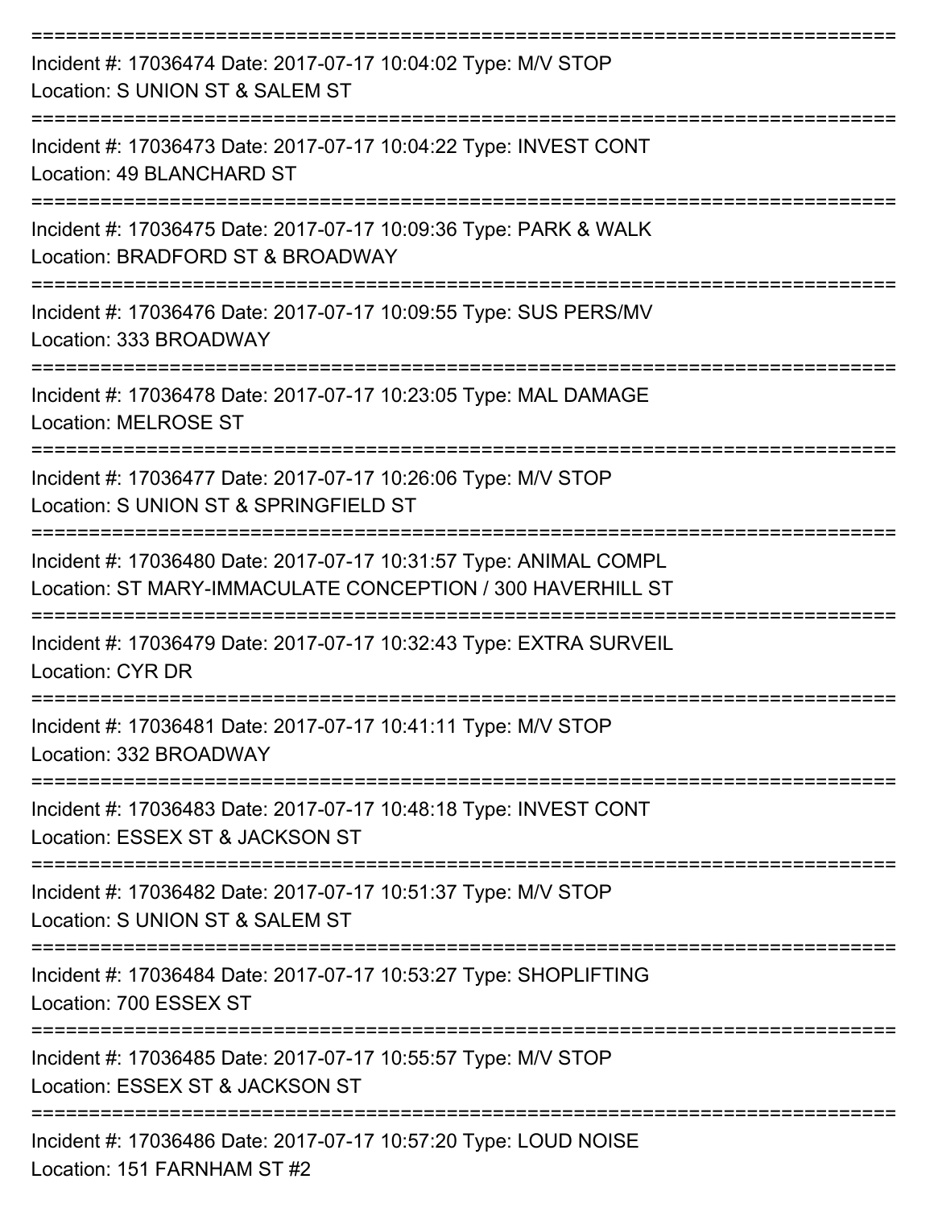===========================================================================

Incident #: 17036474 Date: 2017-07-17 10:04:02 Type: M/V STOP

Location: S UNION ST & SALEM ST

===========================================================================

Incident #: 17036473 Date: 2017-07-17 10:04:22 Type: INVEST CONT

Location: 49 BLANCHARD ST

===========================================================================

Incident #: 17036475 Date: 2017-07-17 10:09:36 Type: PARK & WALK

Location: BRADFORD ST & BROADWAY

===========================================================================

Incident #: 17036476 Date: 2017-07-17 10:09:55 Type: SUS PERS/MV

Location: 333 BROADWAY

===========================================================================

Incident #: 17036478 Date: 2017-07-17 10:23:05 Type: MAL DAMAGE

Location: MELROSE ST

===========================================================================

Incident #: 17036477 Date: 2017-07-17 10:26:06 Type: M/V STOP

Location: S UNION ST & SPRINGFIELD ST

===========================================================================

Incident #: 17036480 Date: 2017-07-17 10:31:57 Type: ANIMAL COMPL

Location: ST MARY-IMMACULATE CONCEPTION / 300 HAVERHILL ST

===========================================================================

Incident #: 17036479 Date: 2017-07-17 10:32:43 Type: EXTRA SURVEIL

Location: CYR DR

===========================================================================

Incident #: 17036481 Date: 2017-07-17 10:41:11 Type: M/V STOP

Location: 332 BROADWAY

===========================================================================

Incident #: 17036483 Date: 2017-07-17 10:48:18 Type: INVEST CONT

Location: ESSEX ST & JACKSON ST

===========================================================================

Incident #: 17036482 Date: 2017-07-17 10:51:37 Type: M/V STOP

Location: S UNION ST & SALEM ST

===========================================================================

Incident #: 17036484 Date: 2017-07-17 10:53:27 Type: SHOPLIFTING

Location: 700 ESSEX ST

===========================================================================

Incident #: 17036485 Date: 2017-07-17 10:55:57 Type: M/V STOP

Location: ESSEX ST & JACKSON ST

===========================================================================

Incident #: 17036486 Date: 2017-07-17 10:57:20 Type: LOUD NOISE

Location: 151 FARNHAM ST #2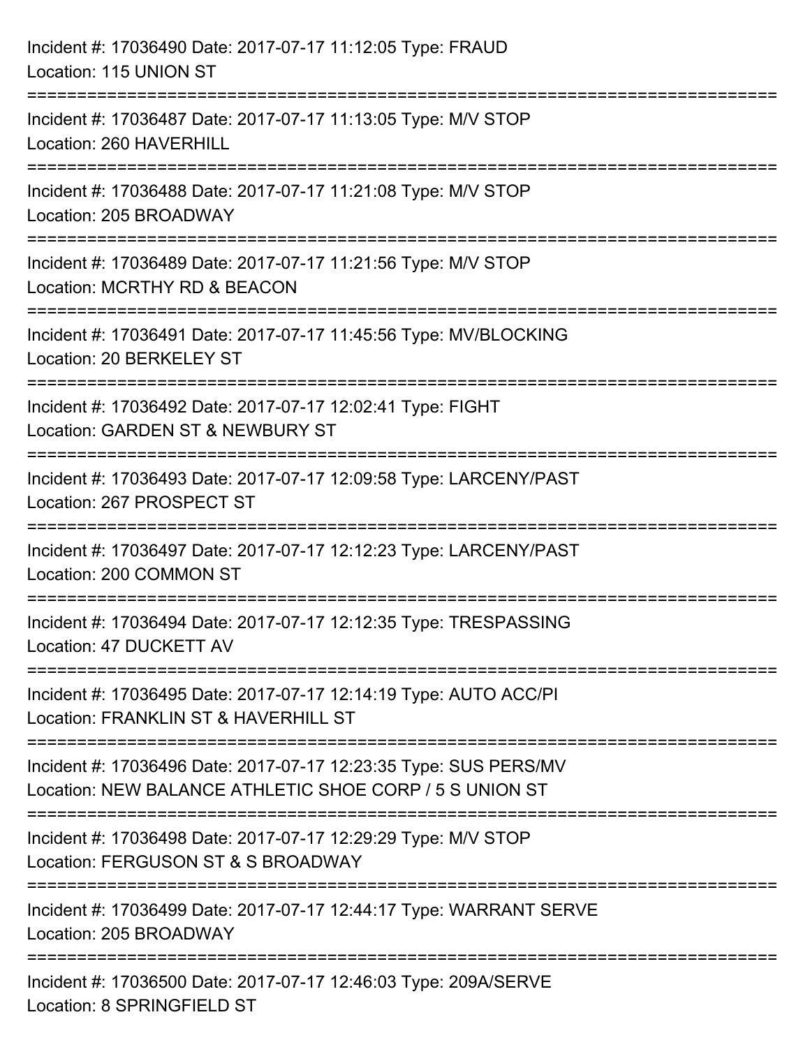Incident #: 17036490 Date: 2017-07-17 11:12:05 Type: FRAUD
Location: 115 UNION ST

===========================================================================

Incident #: 17036487 Date: 2017-07-17 11:13:05 Type: M/V STOP
Location: 260 HAVERHILL

===========================================================================

Incident #: 17036488 Date: 2017-07-17 11:21:08 Type: M/V STOP
Location: 205 BROADWAY

===========================================================================

Incident #: 17036489 Date: 2017-07-17 11:21:56 Type: M/V STOP
Location: MCRTHY RD & BEACON

===========================================================================

Incident #: 17036491 Date: 2017-07-17 11:45:56 Type: MV/BLOCKING
Location: 20 BERKELEY ST

===========================================================================

Incident #: 17036492 Date: 2017-07-17 12:02:41 Type: FIGHT
Location: GARDEN ST & NEWBURY ST

===========================================================================

Incident #: 17036493 Date: 2017-07-17 12:09:58 Type: LARCENY/PAST
Location: 267 PROSPECT ST

===========================================================================

Incident #: 17036497 Date: 2017-07-17 12:12:23 Type: LARCENY/PAST
Location: 200 COMMON ST

===========================================================================

Incident #: 17036494 Date: 2017-07-17 12:12:35 Type: TRESPASSING
Location: 47 DUCKETT AV

===========================================================================

Incident #: 17036495 Date: 2017-07-17 12:14:19 Type: AUTO ACC/PI
Location: FRANKLIN ST & HAVERHILL ST

===========================================================================

Incident #: 17036496 Date: 2017-07-17 12:23:35 Type: SUS PERS/MV
Location: NEW BALANCE ATHLETIC SHOE CORP / 5 S UNION ST

===========================================================================

Incident #: 17036498 Date: 2017-07-17 12:29:29 Type: M/V STOP
Location: FERGUSON ST & S BROADWAY

===========================================================================

Incident #: 17036499 Date: 2017-07-17 12:44:17 Type: WARRANT SERVE
Location: 205 BROADWAY

===========================================================================

Incident #: 17036500 Date: 2017-07-17 12:46:03 Type: 209A/SERVE
Location: 8 SPRINGFIELD ST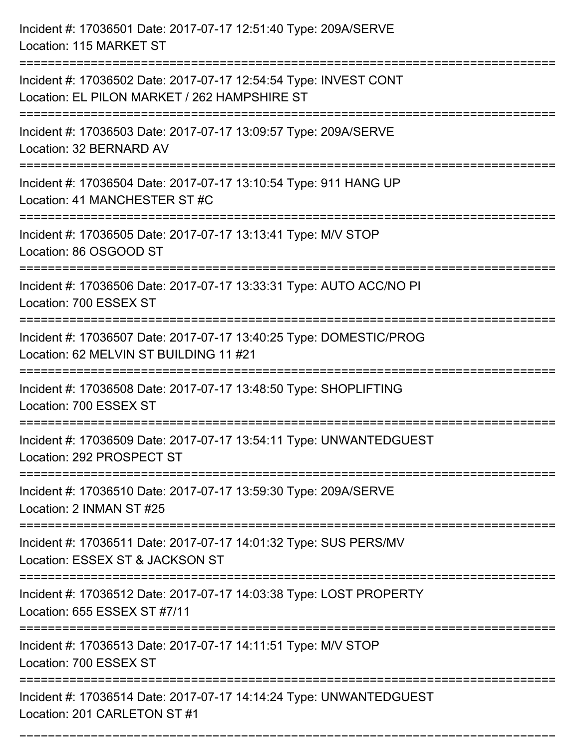Incident #: 17036501 Date: 2017-07-17 12:51:40 Type: 209A/SERVE
Location: 115 MARKET ST

===========================================================================

Incident #: 17036502 Date: 2017-07-17 12:54:54 Type: INVEST CONT
Location: EL PILON MARKET / 262 HAMPSHIRE ST

===========================================================================

Incident #: 17036503 Date: 2017-07-17 13:09:57 Type: 209A/SERVE
Location: 32 BERNARD AV

===========================================================================

Incident #: 17036504 Date: 2017-07-17 13:10:54 Type: 911 HANG UP
Location: 41 MANCHESTER ST #C

===========================================================================

Incident #: 17036505 Date: 2017-07-17 13:13:41 Type: M/V STOP
Location: 86 OSGOOD ST

===========================================================================

Incident #: 17036506 Date: 2017-07-17 13:33:31 Type: AUTO ACC/NO PI
Location: 700 ESSEX ST

===========================================================================

Incident #: 17036507 Date: 2017-07-17 13:40:25 Type: DOMESTIC/PROG
Location: 62 MELVIN ST BUILDING 11 #21

===========================================================================

Incident #: 17036508 Date: 2017-07-17 13:48:50 Type: SHOPLIFTING
Location: 700 ESSEX ST

===========================================================================

Incident #: 17036509 Date: 2017-07-17 13:54:11 Type: UNWANTEDGUEST
Location: 292 PROSPECT ST

===========================================================================

Incident #: 17036510 Date: 2017-07-17 13:59:30 Type: 209A/SERVE
Location: 2 INMAN ST #25

===========================================================================

Incident #: 17036511 Date: 2017-07-17 14:01:32 Type: SUS PERS/MV
Location: ESSEX ST & JACKSON ST

===========================================================================

Incident #: 17036512 Date: 2017-07-17 14:03:38 Type: LOST PROPERTY
Location: 655 ESSEX ST #7/11

===========================================================================

Incident #: 17036513 Date: 2017-07-17 14:11:51 Type: M/V STOP
Location: 700 ESSEX ST

===========================================================================

Incident #: 17036514 Date: 2017-07-17 14:14:24 Type: UNWANTEDGUEST
Location: 201 CARLETON ST #1

===========================================================================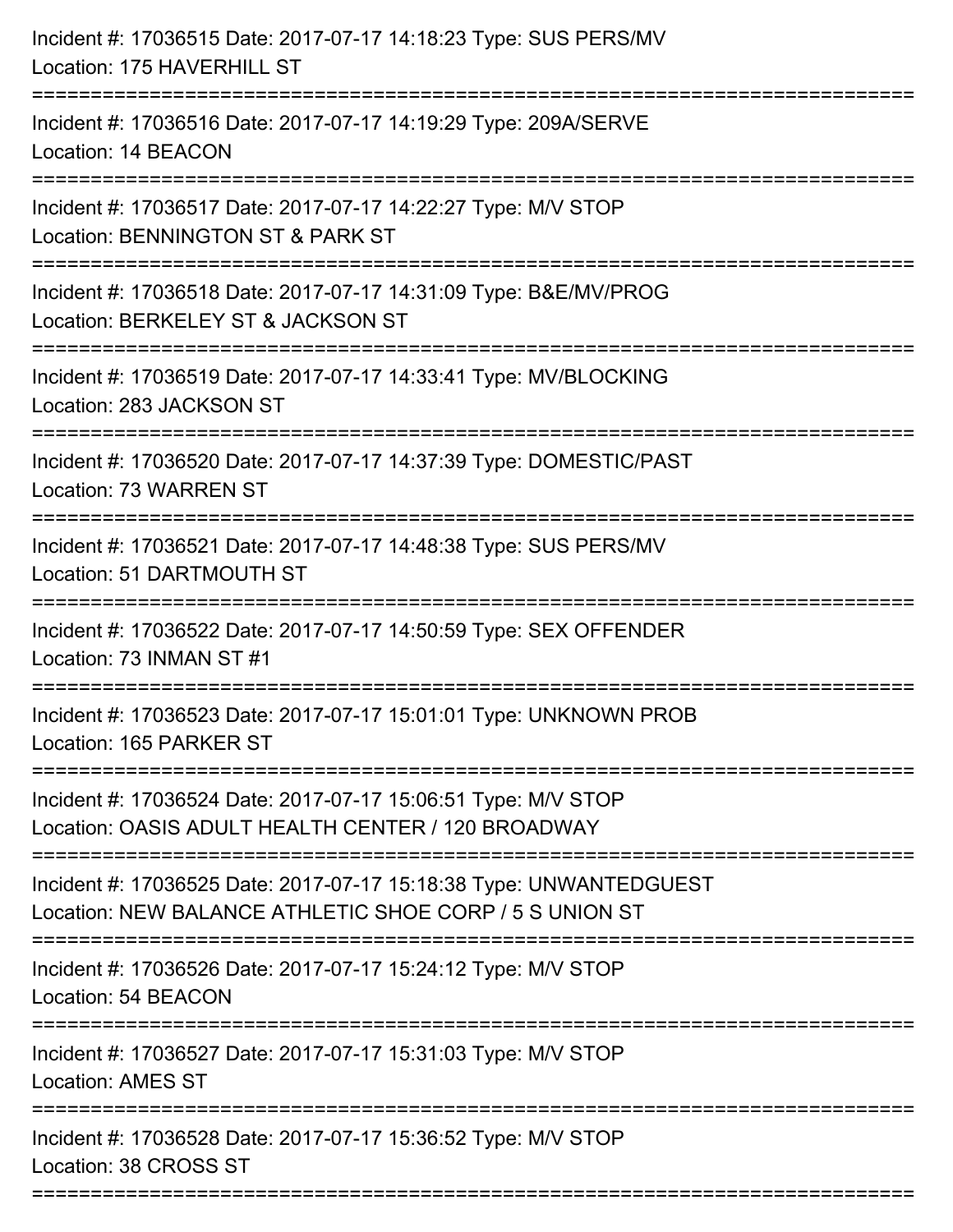Incident #: 17036515 Date: 2017-07-17 14:18:23 Type: SUS PERS/MV
Location: 175 HAVERHILL ST

===========================================================================

Incident #: 17036516 Date: 2017-07-17 14:19:29 Type: 209A/SERVE
Location: 14 BEACON

===========================================================================

Incident #: 17036517 Date: 2017-07-17 14:22:27 Type: M/V STOP
Location: BENNINGTON ST & PARK ST

===========================================================================

Incident #: 17036518 Date: 2017-07-17 14:31:09 Type: B&E/MV/PROG
Location: BERKELEY ST & JACKSON ST

===========================================================================

Incident #: 17036519 Date: 2017-07-17 14:33:41 Type: MV/BLOCKING
Location: 283 JACKSON ST

===========================================================================

Incident #: 17036520 Date: 2017-07-17 14:37:39 Type: DOMESTIC/PAST
Location: 73 WARREN ST

===========================================================================

Incident #: 17036521 Date: 2017-07-17 14:48:38 Type: SUS PERS/MV
Location: 51 DARTMOUTH ST

===========================================================================

Incident #: 17036522 Date: 2017-07-17 14:50:59 Type: SEX OFFENDER
Location: 73 INMAN ST #1

===========================================================================

Incident #: 17036523 Date: 2017-07-17 15:01:01 Type: UNKNOWN PROB
Location: 165 PARKER ST

===========================================================================

Incident #: 17036524 Date: 2017-07-17 15:06:51 Type: M/V STOP
Location: OASIS ADULT HEALTH CENTER / 120 BROADWAY

===========================================================================

Incident #: 17036525 Date: 2017-07-17 15:18:38 Type: UNWANTEDGUEST
Location: NEW BALANCE ATHLETIC SHOE CORP / 5 S UNION ST

===========================================================================

Incident #: 17036526 Date: 2017-07-17 15:24:12 Type: M/V STOP
Location: 54 BEACON

===========================================================================

Incident #: 17036527 Date: 2017-07-17 15:31:03 Type: M/V STOP
Location: AMES ST

===========================================================================

Incident #: 17036528 Date: 2017-07-17 15:36:52 Type: M/V STOP
Location: 38 CROSS ST

===========================================================================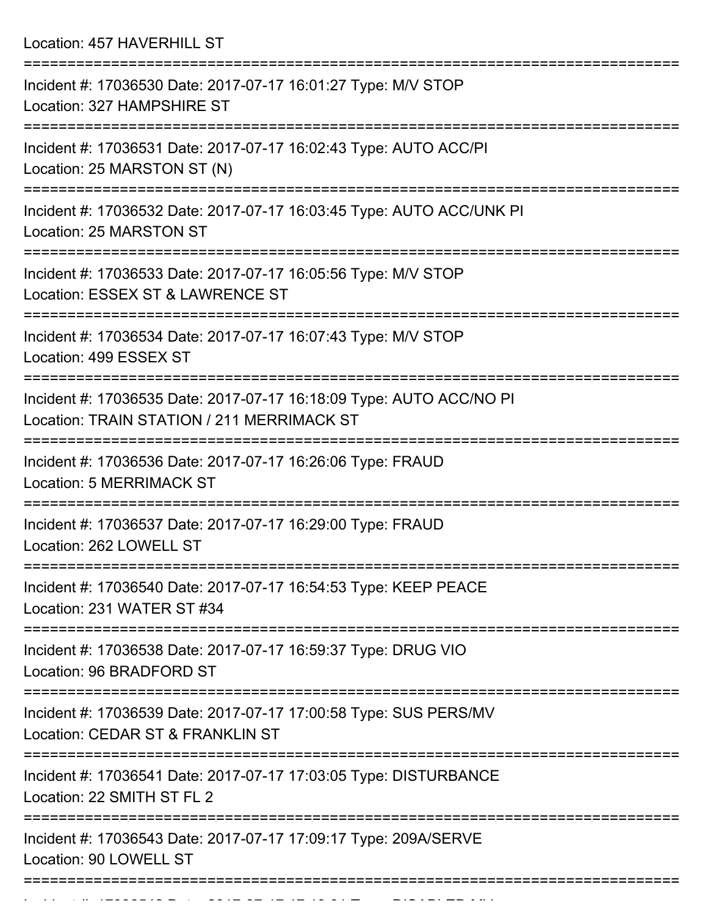Location: 457 HAVERHILL ST

===========================================================================

Incident #: 17036530 Date: 2017-07-17 16:01:27 Type: M/V STOP
Location: 327 HAMPSHIRE ST

===========================================================================

Incident #: 17036531 Date: 2017-07-17 16:02:43 Type: AUTO ACC/PI
Location: 25 MARSTON ST (N)

===========================================================================

Incident #: 17036532 Date: 2017-07-17 16:03:45 Type: AUTO ACC/UNK PI
Location: 25 MARSTON ST

===========================================================================

Incident #: 17036533 Date: 2017-07-17 16:05:56 Type: M/V STOP
Location: ESSEX ST & LAWRENCE ST

===========================================================================

Incident #: 17036534 Date: 2017-07-17 16:07:43 Type: M/V STOP
Location: 499 ESSEX ST

===========================================================================

Incident #: 17036535 Date: 2017-07-17 16:18:09 Type: AUTO ACC/NO PI
Location: TRAIN STATION / 211 MERRIMACK ST

===========================================================================

Incident #: 17036536 Date: 2017-07-17 16:26:06 Type: FRAUD
Location: 5 MERRIMACK ST

===========================================================================

Incident #: 17036537 Date: 2017-07-17 16:29:00 Type: FRAUD
Location: 262 LOWELL ST

===========================================================================

Incident #: 17036540 Date: 2017-07-17 16:54:53 Type: KEEP PEACE
Location: 231 WATER ST #34

===========================================================================

Incident #: 17036538 Date: 2017-07-17 16:59:37 Type: DRUG VIO
Location: 96 BRADFORD ST

===========================================================================

Incident #: 17036539 Date: 2017-07-17 17:00:58 Type: SUS PERS/MV
Location: CEDAR ST & FRANKLIN ST

===========================================================================

Incident #: 17036541 Date: 2017-07-17 17:03:05 Type: DISTURBANCE
Location: 22 SMITH ST FL 2

===========================================================================

Incident #: 17036543 Date: 2017-07-17 17:09:17 Type: 209A/SERVE
Location: 90 LOWELL ST

===========================================================================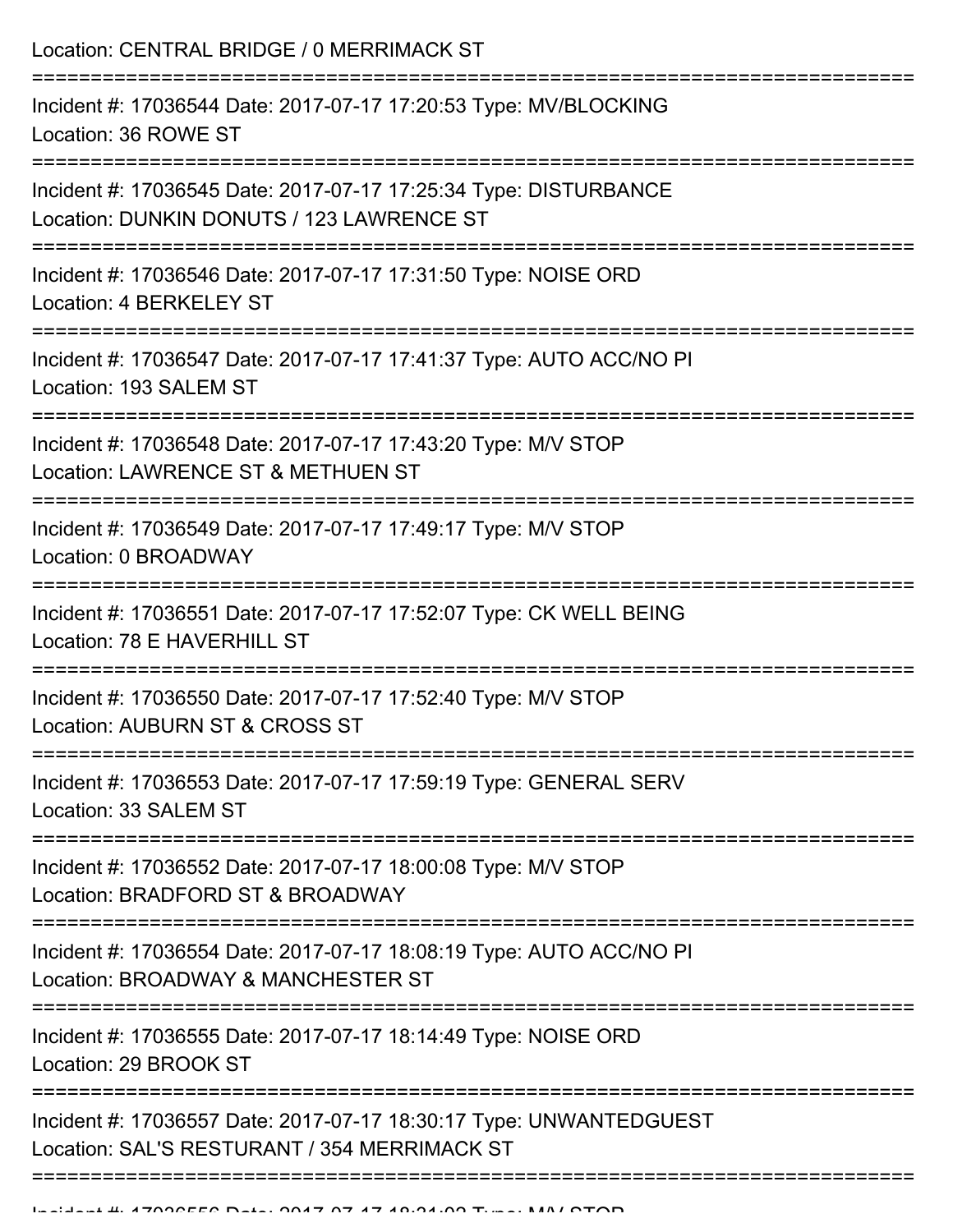Location: CENTRAL BRIDGE / 0 MERRIMACK ST

===========================================================================

Incident #: 17036544 Date: 2017-07-17 17:20:53 Type: MV/BLOCKING
Location: 36 ROWE ST

===========================================================================

Incident #: 17036545 Date: 2017-07-17 17:25:34 Type: DISTURBANCE
Location: DUNKIN DONUTS / 123 LAWRENCE ST

===========================================================================

Incident #: 17036546 Date: 2017-07-17 17:31:50 Type: NOISE ORD
Location: 4 BERKELEY ST

===========================================================================

Incident #: 17036547 Date: 2017-07-17 17:41:37 Type: AUTO ACC/NO PI
Location: 193 SALEM ST

===========================================================================

Incident #: 17036548 Date: 2017-07-17 17:43:20 Type: M/V STOP
Location: LAWRENCE ST & METHUEN ST

===========================================================================

Incident #: 17036549 Date: 2017-07-17 17:49:17 Type: M/V STOP
Location: 0 BROADWAY

===========================================================================

Incident #: 17036551 Date: 2017-07-17 17:52:07 Type: CK WELL BEING
Location: 78 E HAVERHILL ST

===========================================================================

Incident #: 17036550 Date: 2017-07-17 17:52:40 Type: M/V STOP
Location: AUBURN ST & CROSS ST

===========================================================================

Incident #: 17036553 Date: 2017-07-17 17:59:19 Type: GENERAL SERV
Location: 33 SALEM ST

===========================================================================

Incident #: 17036552 Date: 2017-07-17 18:00:08 Type: M/V STOP
Location: BRADFORD ST & BROADWAY

===========================================================================

Incident #: 17036554 Date: 2017-07-17 18:08:19 Type: AUTO ACC/NO PI
Location: BROADWAY & MANCHESTER ST

===========================================================================

Incident #: 17036555 Date: 2017-07-17 18:14:49 Type: NOISE ORD
Location: 29 BROOK ST

===========================================================================

Incident #: 17036557 Date: 2017-07-17 18:30:17 Type: UNWANTEDGUEST
Location: SAL'S RESTURANT / 354 MERRIMACK ST

===========================================================================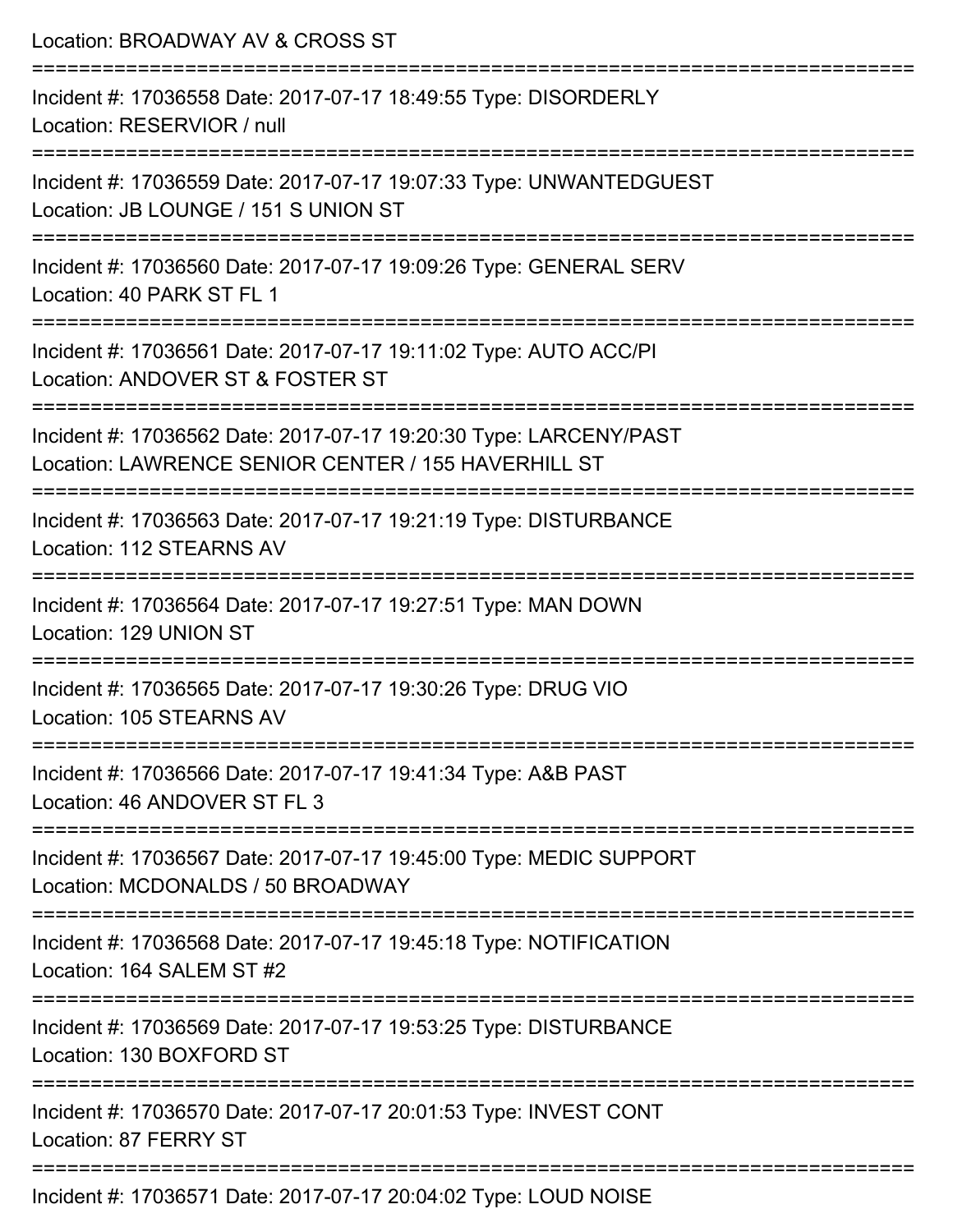Location: BROADWAY AV & CROSS ST

===========================================================================

Incident #: 17036558 Date: 2017-07-17 18:49:55 Type: DISORDERLY
Location: RESERVIOR / null

===========================================================================

Incident #: 17036559 Date: 2017-07-17 19:07:33 Type: UNWANTEDGUEST
Location: JB LOUNGE / 151 S UNION ST

===========================================================================

Incident #: 17036560 Date: 2017-07-17 19:09:26 Type: GENERAL SERV
Location: 40 PARK ST FL 1

===========================================================================

Incident #: 17036561 Date: 2017-07-17 19:11:02 Type: AUTO ACC/PI
Location: ANDOVER ST & FOSTER ST

===========================================================================

Incident #: 17036562 Date: 2017-07-17 19:20:30 Type: LARCENY/PAST
Location: LAWRENCE SENIOR CENTER / 155 HAVERHILL ST

===========================================================================

Incident #: 17036563 Date: 2017-07-17 19:21:19 Type: DISTURBANCE
Location: 112 STEARNS AV

===========================================================================

Incident #: 17036564 Date: 2017-07-17 19:27:51 Type: MAN DOWN
Location: 129 UNION ST

===========================================================================

Incident #: 17036565 Date: 2017-07-17 19:30:26 Type: DRUG VIO
Location: 105 STEARNS AV

===========================================================================

Incident #: 17036566 Date: 2017-07-17 19:41:34 Type: A&B PAST
Location: 46 ANDOVER ST FL 3

===========================================================================

Incident #: 17036567 Date: 2017-07-17 19:45:00 Type: MEDIC SUPPORT
Location: MCDONALDS / 50 BROADWAY

===========================================================================

Incident #: 17036568 Date: 2017-07-17 19:45:18 Type: NOTIFICATION
Location: 164 SALEM ST #2

===========================================================================

Incident #: 17036569 Date: 2017-07-17 19:53:25 Type: DISTURBANCE
Location: 130 BOXFORD ST

===========================================================================

Incident #: 17036570 Date: 2017-07-17 20:01:53 Type: INVEST CONT
Location: 87 FERRY ST

===========================================================================

Incident #: 17036571 Date: 2017-07-17 20:04:02 Type: LOUD NOISE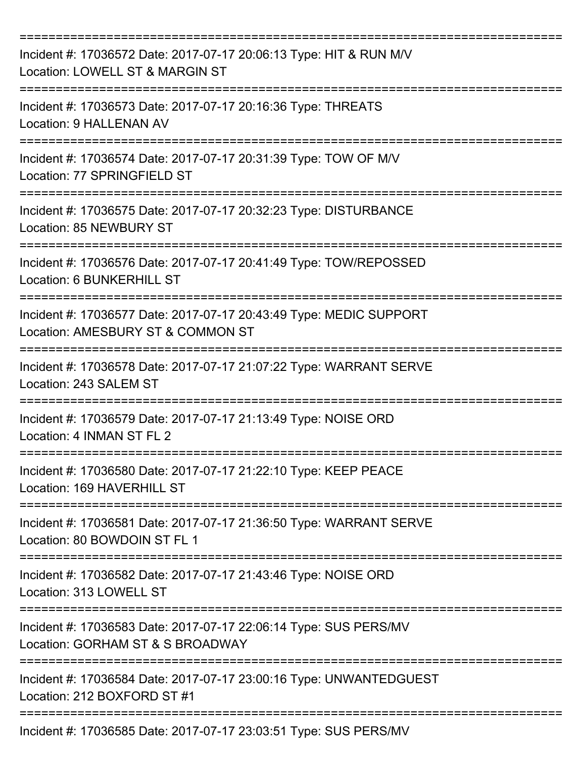===========================================================================
Incident #: 17036572 Date: 2017-07-17 20:06:13 Type: HIT & RUN M/V
Location: LOWELL ST & MARGIN ST
===========================================================================
Incident #: 17036573 Date: 2017-07-17 20:16:36 Type: THREATS
Location: 9 HALLENAN AV
===========================================================================
Incident #: 17036574 Date: 2017-07-17 20:31:39 Type: TOW OF M/V
Location: 77 SPRINGFIELD ST
===========================================================================
Incident #: 17036575 Date: 2017-07-17 20:32:23 Type: DISTURBANCE
Location: 85 NEWBURY ST
===========================================================================
Incident #: 17036576 Date: 2017-07-17 20:41:49 Type: TOW/REPOSSED
Location: 6 BUNKERHILL ST
===========================================================================
Incident #: 17036577 Date: 2017-07-17 20:43:49 Type: MEDIC SUPPORT
Location: AMESBURY ST & COMMON ST
===========================================================================
Incident #: 17036578 Date: 2017-07-17 21:07:22 Type: WARRANT SERVE
Location: 243 SALEM ST
===========================================================================
Incident #: 17036579 Date: 2017-07-17 21:13:49 Type: NOISE ORD
Location: 4 INMAN ST FL 2
===========================================================================
Incident #: 17036580 Date: 2017-07-17 21:22:10 Type: KEEP PEACE
Location: 169 HAVERHILL ST
===========================================================================
Incident #: 17036581 Date: 2017-07-17 21:36:50 Type: WARRANT SERVE
Location: 80 BOWDOIN ST FL 1
===========================================================================
Incident #: 17036582 Date: 2017-07-17 21:43:46 Type: NOISE ORD
Location: 313 LOWELL ST
===========================================================================
Incident #: 17036583 Date: 2017-07-17 22:06:14 Type: SUS PERS/MV
Location: GORHAM ST & S BROADWAY
===========================================================================
Incident #: 17036584 Date: 2017-07-17 23:00:16 Type: UNWANTEDGUEST
Location: 212 BOXFORD ST #1
===========================================================================
Incident #: 17036585 Date: 2017-07-17 23:03:51 Type: SUS PERS/MV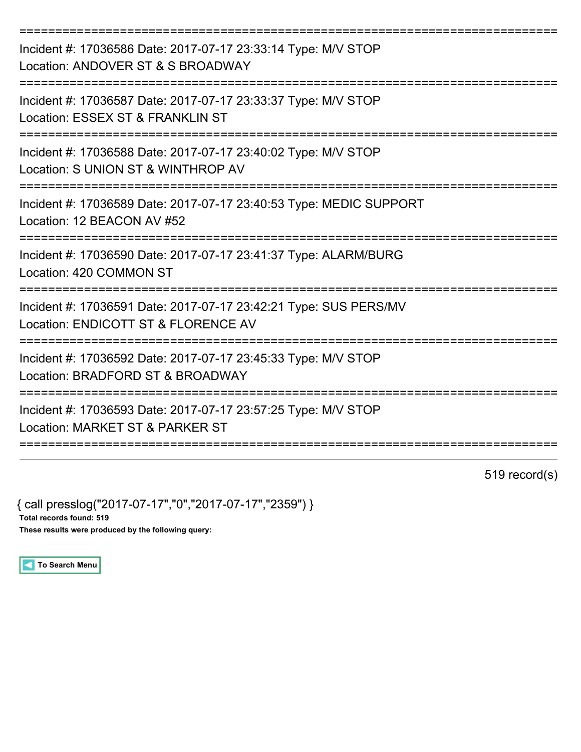===========================================================================

Incident #: 17036586 Date: 2017-07-17 23:33:14 Type: M/V STOP
Location: ANDOVER ST & S BROADWAY

===========================================================================

Incident #: 17036587 Date: 2017-07-17 23:33:37 Type: M/V STOP
Location: ESSEX ST & FRANKLIN ST

===========================================================================

Incident #: 17036588 Date: 2017-07-17 23:40:02 Type: M/V STOP
Location: S UNION ST & WINTHROP AV

===========================================================================

Incident #: 17036589 Date: 2017-07-17 23:40:53 Type: MEDIC SUPPORT
Location: 12 BEACON AV #52

===========================================================================

Incident #: 17036590 Date: 2017-07-17 23:41:37 Type: ALARM/BURG
Location: 420 COMMON ST

===========================================================================

Incident #: 17036591 Date: 2017-07-17 23:42:21 Type: SUS PERS/MV
Location: ENDICOTT ST & FLORENCE AV

===========================================================================

Incident #: 17036592 Date: 2017-07-17 23:45:33 Type: M/V STOP
Location: BRADFORD ST & BROADWAY

===========================================================================

Incident #: 17036593 Date: 2017-07-17 23:57:25 Type: M/V STOP
Location: MARKET ST & PARKER ST

===========================================================================

519 record(s)

{ call presslog("2017-07-17","0","2017-07-17","2359") }

**Total records found: 519**

**These results were produced by the following query:**

To Search Menu